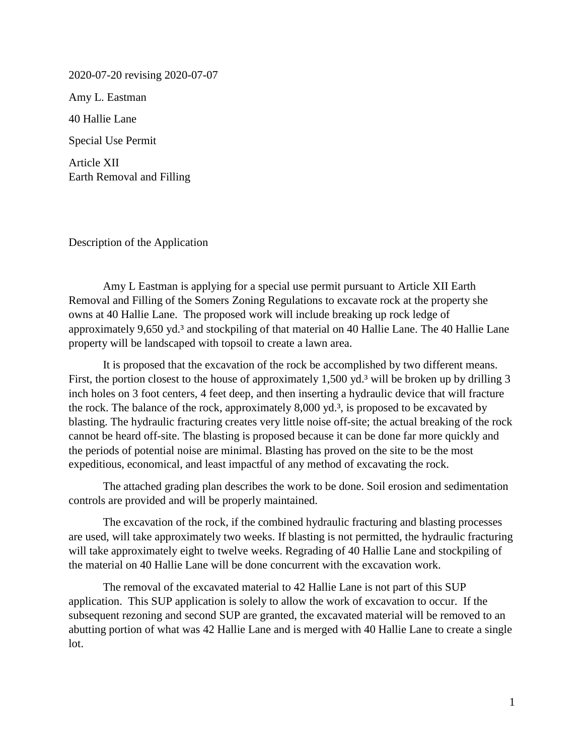2020-07-20 revising 2020-07-07

Amy L. Eastman

40 Hallie Lane

Special Use Permit

Article XII
Earth Removal and Filling

Description of the Application

Amy L Eastman is applying for a special use permit pursuant to Article XII Earth Removal and Filling of the Somers Zoning Regulations to excavate rock at the property she owns at 40 Hallie Lane. The proposed work will include breaking up rock ledge of approximately 9,650 $yd.^3$ and stockpiling of that material on 40 Hallie Lane. The 40 Hallie Lane property will be landscaped with topsoil to create a lawn area.

It is proposed that the excavation of the rock be accomplished by two different means. First, the portion closest to the house of approximately 1,500 $yd.^3$ will be broken up by drilling 3 inch holes on 3 foot centers, 4 feet deep, and then inserting a hydraulic device that will fracture the rock. The balance of the rock, approximately 8,000 $yd.^3$, is proposed to be excavated by blasting. The hydraulic fracturing creates very little noise off-site; the actual breaking of the rock cannot be heard off-site. The blasting is proposed because it can be done far more quickly and the periods of potential noise are minimal. Blasting has proved on the site to be the most expeditious, economical, and least impactful of any method of excavating the rock.

The attached grading plan describes the work to be done. Soil erosion and sedimentation controls are provided and will be properly maintained.

The excavation of the rock, if the combined hydraulic fracturing and blasting processes are used, will take approximately two weeks. If blasting is not permitted, the hydraulic fracturing will take approximately eight to twelve weeks. Regrading of 40 Hallie Lane and stockpiling of the material on 40 Hallie Lane will be done concurrent with the excavation work.

The removal of the excavated material to 42 Hallie Lane is not part of this SUP application. This SUP application is solely to allow the work of excavation to occur. If the subsequent rezoning and second SUP are granted, the excavated material will be removed to an abutting portion of what was 42 Hallie Lane and is merged with 40 Hallie Lane to create a single lot.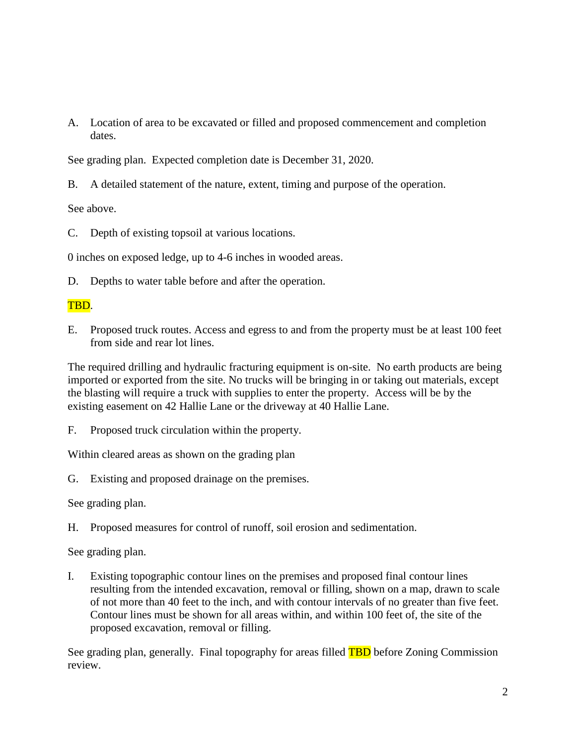A. Location of area to be excavated or filled and proposed commencement and completion dates.

See grading plan. Expected completion date is December 31, 2020.

B. A detailed statement of the nature, extent, timing and purpose of the operation.

See above.

C. Depth of existing topsoil at various locations.

0 inches on exposed ledge, up to 4-6 inches in wooded areas.

D. Depths to water table before and after the operation.

TBD.

E. Proposed truck routes. Access and egress to and from the property must be at least 100 feet from side and rear lot lines.

The required drilling and hydraulic fracturing equipment is on-site. No earth products are being imported or exported from the site. No trucks will be bringing in or taking out materials, except the blasting will require a truck with supplies to enter the property. Access will be by the existing easement on 42 Hallie Lane or the driveway at 40 Hallie Lane.

F. Proposed truck circulation within the property.

Within cleared areas as shown on the grading plan

G. Existing and proposed drainage on the premises.

See grading plan.

H. Proposed measures for control of runoff, soil erosion and sedimentation.

See grading plan.

I. Existing topographic contour lines on the premises and proposed final contour lines resulting from the intended excavation, removal or filling, shown on a map, drawn to scale of not more than 40 feet to the inch, and with contour intervals of no greater than five feet. Contour lines must be shown for all areas within, and within 100 feet of, the site of the proposed excavation, removal or filling.

See grading plan, generally. Final topography for areas filled TBD before Zoning Commission review.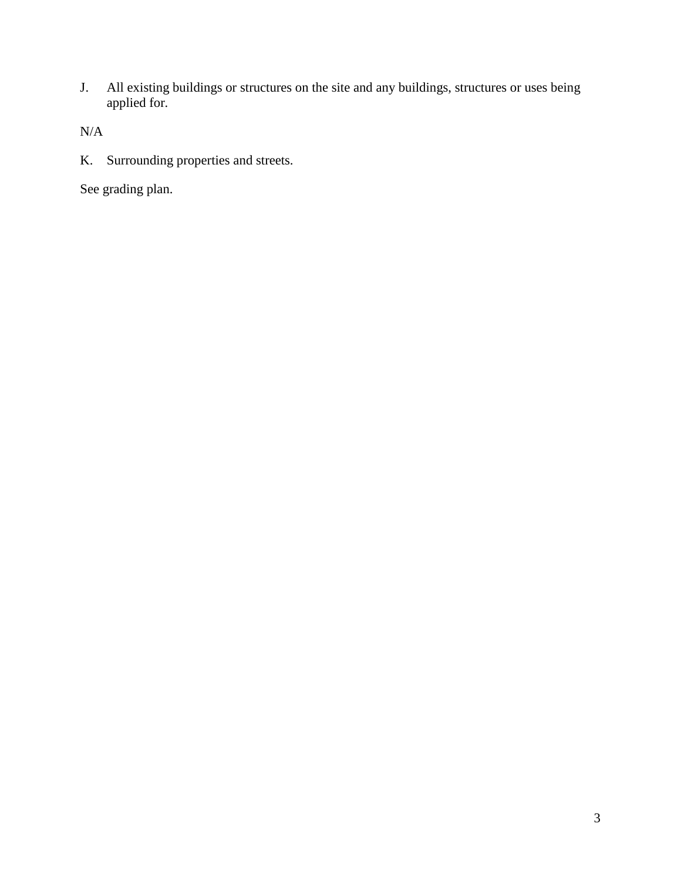J. All existing buildings or structures on the site and any buildings, structures or uses being applied for.

N/A

K. Surrounding properties and streets.

See grading plan.